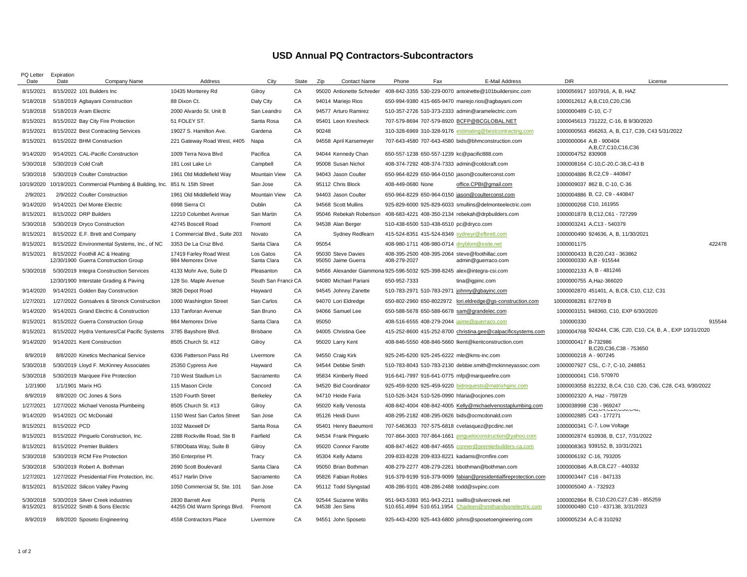# USD Annual PQ Contractors-Subcontractors

| PQ Letter Date | Expiration Date | Company Name | Address | City | State | Zip | Contact Name | Phone | Fax | E-Mail Address | DIR | License |
|---|---|---|---|---|---|---|---|---|---|---|---|---|
| 8/15/2021 | 8/15/2022 | 101 Builders Inc | 10435 Monterey Rd | Gilroy | CA | 95020 | Antionette Schreder | 408-842-3355 | 530-229-0070 | antoinette@101buildersinc.com | 1000056917 | 1037916, A, B, HAZ |
| 5/18/2018 | 5/18/2019 | Agbayani Construction | 88 Dixon Ct. | Daly City | CA | 94014 | Mariejo Rios | 650-994-9380 | 415-665-9470 | mariejo.rios@agbayani.com | 1000012612 | A,B,C10,C20,C36 |
| 5/18/2018 | 5/18/2019 | Aram Electric | 2000 Alvardo St. Unit B | San Leandro | CA | 94577 | Arturo Ramirez | 510-357-2726 | 510-373-2333 | admin@aramelectric.com | 1000000489 | C-10, C-7 |
| 8/15/2021 | 8/15/2022 | Bay City Fire Protection | 51 FOLEY ST. | Santa Rosa | CA | 95401 | Leon Kresheck | 707-579-8694 | 707-579-8920 | BCFP@BCGLOBAL.NET | 1000045613 | 731222, C-16, B 9/30/2020 |
| 8/15/2021 | 8/15/2022 | Best Contracting Services | 19027 S. Hamilton Ave. | Gardena | CA | 90248 | | 310-328-6969 | 310-328-9176 | estimating@bestcontracting.com | 1000000563 | 456263, A, B, C17, C39, C43 5/31/2022 |
| 8/15/2021 | 8/15/2022 | BHM Construction | 221 Gateway Road West, #405 | Napa | CA | 94558 | April Karsemeyer | 707-643-4580 | 707-643-4580 | bids@bhmconstruction.com | 1000000064 | A,B - 900404 |
| 9/14/2020 | 9/14/2021 | CAL-Pacific Construction | 1009 Terra Nova Blvd | Pacifica | CA | 94044 | Kennedy Chan | 650-557-1238 | 650-557-1239 | kc@pacific888.com | 1000004752 | A,B,C7,C10,C16,C36 830908 |
| 5/30/2018 | 5/30/2019 | Cold Craft | 181 Lost Lake Ln | Campbell | CA | 95008 | Susan Nichol | 408-374-7292 | 408-374-7333 | admin@coldcraft.com | 1000008164 | C-10,C-20,C-38,C-43 B |
| 5/30/2018 | 5/30/2019 | Coulter Construction | 1961 Old Middlefield Way | Mountain View | CA | 94043 | Jason Coulter | 650-964-8229 | 650-964-0150 | jason@coulterconst.com | 1000004886 | B,C2,C9 - 440847 |
| 10/19/2020 | 10/19/2021 | Commercial Plumbing & Building, Inc. | 851 N. 15th Street | San Jose | CA | 95112 | Chris Block | 408-449-0680 | None | office.CPBI@gmail.com | 1000009037 | 862 B, C-10, C-36 |
| 2/9/2021 | 2/9/2022 | Coulter Construction | 1961 Old Middlefield Way | Mountain View | CA | 94403 | Jason Coulter | 650-964-8229 | 650-964-0150 | jason@coulterconst.com | 1000004886 | B, C2, C9 - 440847 |
| 9/14/2020 | 9/14/2021 | Del Monte Electric | 6998 Sierra Ct | Dublin | CA | 94568 | Scott Mullins | 925-829-6000 | 925-829-6033 | smullins@delmonteelectric.com | 1000000268 | C10, 161955 |
| 8/15/2021 | 8/15/2022 | DRP Builders | 12210 Columbet Avenue | San Martin | CA | 95046 | Rebekah Robertson | 408-683-4221 | 408-350-2134 | rebekah@drpbuilders.com | 1000001878 | B,C12,C61 - 727299 |
| 5/30/2018 | 5/30/2019 | Dryco Construction | 42745 Boscell Road | Fremont | CA | 94538 | Alan Berger | 510-438-6500 | 510-438-6510 | pc@dryco.com | 1000003241 | A,C13 - 540379 |
| 8/15/2021 | 8/15/2022 | E.F. Brett and Company | 1 Commercial Blvd., Suite 203 | Novato | CA | | Sydney Redfearn | 415-524-8351 | 415-524-8349 | sydneyr@efbrett.com | 1000000490 | 924636, A, B, 11/30/2021 |
| 8/15/2021 | 8/15/2022 | Environmental Systems, Inc., of NC | 3353 De La Cruz Blvd. | Santa Clara | CA | 95054 | | 408-980-1711 | 408-980-0714 | dnyblom@esite.net | 1000001175 | 422478 |
| 8/15/2021 | 8/15/2022 | Foothill AC & Heating | 17419 Farley Road West | Los Gatos | CA | 95030 | Steve Davies | 408-395-2500 | 408-395-2064 | steve@foothillac.com | 1000000433 | B,C20,C43 - 363862 |
| | 12/30/1900 | Guerra Construction Group | 984 Memorex Drive | Santa Clara | CA | 95050 | Jaime Guerra | 408-279-2027 | | admin@guerraco.com | 1000000330 | A,B - 915544 |
| 5/30/2018 | 5/30/2019 | Integra Construction Services | 4133 Mohr Ave, Suite D | Pleasanton | CA | 94566 | Alexander Giammona | 925-596-5032 | 925-398-8245 | alex@integra-csi.com | 1000002133 | A, B - 481246 |
| | 12/30/1900 | Interstate Grading & Paving | 128 So. Maple Avenue | South San Franci | CA | 94080 | Michael Pariani | 650-952-7333 | | tina@igpinc.com | 1000000755 | A,Haz-366020 |
| 9/14/2020 | 9/14/2021 | Golden Bay Construction | 3826 Depot Road | Hayward | CA | 94545 | Johnny Zanette | 510-783-2971 | 510-783-2971 | johnny@gbayinc.com | 1000002870 | 451401, A, B,C8, C10, C12, C31 |
| 1/27/2021 | 1/27/2022 | Gonsalves & Stronck Construction | 1000 Washington Street | San Carlos | CA | 94070 | Lori Eldredge | 650-802-2960 | 650-8022972 | lori.eldredge@gs-construction.com | 10000008281 | 672769 B |
| 9/14/2020 | 9/14/2021 | Grand Electric & Construction | 133 Tanforan Avenue | San Bruno | CA | 94066 | Samuel Lee | 650-588-5678 | 650-588-6678 | sam@grandelec.com | 1000003151 | 948360, C10, EXP 6/30/2020 |
| 8/15/2021 | 8/15/2022 | Guerra Construction Group | 984 Memorex Drive | Santa Clara | CA | 95050 | | 408-516-6555 | 408-279-2044 | jaime@guerraco.com | 100000330 | 915544 |
| 8/15/2021 | 8/15/2022 | Hydra Ventures/Cal Pacific Systems | 3785 Bayshore Blvd. | Brisbane | CA | 94005 | Christina Gee | 415-252-8600 | 415-252-8700 | christina.gee@calpacificsystems.com | 1000004768 | 924244, C36, C20, C10, C4, B, A , EXP 10/31/2020 |
| 9/14/2020 | 9/14/2021 | Kent Construction | 8505 Church St. #12 | Gilroy | CA | 95020 | Larry Kent | 408-846-5550 | 408-846-5660 | lkent@kentconstruction.com | 1000000417 | B-732986 |
| 8/9/2019 | 8/8/2020 | Kinetics Mechanical Service | 6336 Patterson Pass Rd | Livermore | CA | 94550 | Craig Kirk | 925-245-6200 | 925-245-6222 | mle@kms-inc.com | 1000000218 | B,C20,C36,C38 - 753650 A - 907245 |
| 5/30/2018 | 5/30/2019 | Lloyd F. McKinney Associates | 25350 Cypress Ave | Hayward | CA | 94544 | Debbie Smith | 510-783-8043 | 510-783-2130 | debbie.smith@mckinneyassoc.com | 1000007927 | CSL, C-7, C-10, 248851 |
| 5/30/2018 | 5/30/2019 | Marquee Fire Protection | 710 West Stadium Ln | Sacramento | CA | 95834 | Kimberly Reed | 916-641-7997 | 916-641-0775 | mfp@marqueefire.com | 1000000041 | C16, 570970 |
| 1/2/1900 | 1/1/1901 | Marix HG | 115 Mason Circle | Concord | CA | 94520 | Bid Coordinator | 925-459-9200 | 925-459-9220 | bidrequests@matrixhginc.com | 1000003058 | 812232, B,C4, C10. C20, C36, C28, C43, 9/30/2022 |
| 8/9/2019 | 8/8/2020 | OC Jones & Sons | 1520 Fourth Street | Berkeley | CA | 94710 | Heide Faria | 510-526-3424 | 510-526-0990 | hfaria@ocjones.com | 1000002320 | A, Haz - 759729 |
| 1/27/2021 | 1/27/2022 | Michael Venosta Plumbeing | 8505 Church St. #13 | Gilroy | CA | 95020 | Kelly Venosta | 408-842-4004 | 408-842-4005 | Kelly@michaelvenostaplumbing.com | 1000038998 | C36 - 969247 |
| 9/14/2020 | 9/14/2021 | OC McDonald | 1150 West San Carlos Street | San Jose | CA | 95126 | Heidi Dunn | 408-295-2182 | 408-295-0626 | bids@ocmcdonald.com | 1000002885 | A,B,C4,C20,C36,C42, C43 - 177271 |
| 8/15/2021 | 8/15/2022 | PCD | 1032 Maxwell Dr | Santa Rosa | CA | 95401 | Henry Baeumont | 707-5463633 | 707-575-6818 | cvelasquez@pcdinc.net | 1000000341 | C-7, Low Voltage |
| 8/15/2021 | 8/15/2022 | Pinguelo Construction, Inc. | 2288 Rockville Road, Ste B | Fairfield | CA | 94534 | Frank Pinguelo | 707-864-3003 | 707-864-1661 | pingueloconstruction@yahoo.com | 1000002874 | 610938, B, C17, 7/31/2022 |
| 8/15/2021 | 8/15/2022 | Premier Builders | 5780Obata Way, Suite B | Gilroy | CA | 95020 | Connor Farotte | 408-847-4622 | 408-847-4655 | conner@premierbuilders-ca.com | 1000008363 | 939152, B, 10/31/2021 |
| 5/30/2018 | 5/30/2019 | RCM Fire Protection | 350 Enterprise Pl. | Tracy | CA | 95304 | Kelly Adams | 209-833-8228 | 209-833-8221 | kadams@rcmfire.com | 1000006192 | C-16, 793205 |
| 5/30/2018 | 5/30/2019 | Robert A. Bothman | 2690 Scott Boulevard | Santa Clara | CA | 95050 | Brian Bothman | 408-279-2277 | 408-279-2261 | bbothman@bothman.com | 1000000846 | A,B,C8,C27 - 440332 |
| 1/27/2021 | 1/27/2022 | Presidential Fire Protection, Inc. | 4517 Harlin Drive | Sacramento | CA | 95826 | Fabian Robles | 916-379-9199 | 916-379-9099 | fabian@presidentialfireprotection.com | 1000003447 | C16 - 847133 |
| 8/15/2021 | 8/15/2022 | Silicon Valley Paving | 1050 Commercial St, Ste. 101 | San Jose | CA | 95112 | Todd Slyngstad | 408-286-9101 | 408-286-2488 | todd@svpinc.com | 1000005040 | A - 732923 |
| 5/30/2018 | 5/30/2019 | Silver Creek industries | 2830 Barrett Ave | Perris | CA | 92544 | Suzanne Willis | 951-943-5393 | 951-943-2211 | swillis@silvercreek.net | 1000002864 | B, C10,C20,C27,C36 - 855259 |
| 8/15/2021 | 8/15/2022 | Smith & Sons Electric | 44255 Old Warm Springs Blvd. | Fremont | CA | 94538 | Jen Sims | 510.651.4994 | 510.651.1954 | Charleen@smithandsonelectric.com | 1000000480 | C10 - 437138, 3/31/2023 |
| 8/9/2019 | 8/8/2020 | Sposeto Engineering | 4558 Contractors Place | Livermore | CA | 94551 | John Sposeto | 925-443-4200 | 925-443-6800 | johns@sposetoengineering.com | 1000005234 | A,C-8 310292 |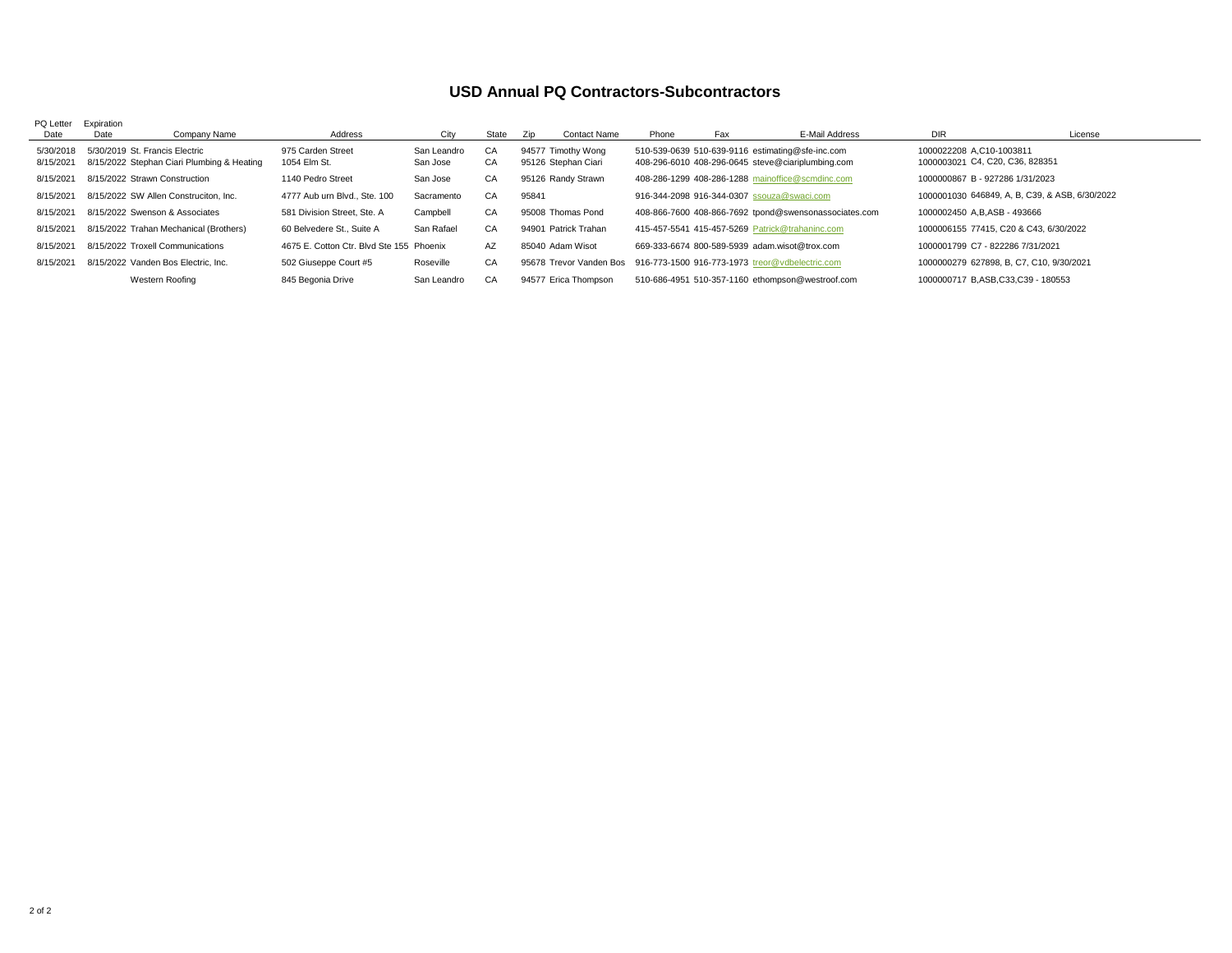# USD Annual PQ Contractors-Subcontractors

| PQ Letter Date | Expiration Date | Company Name | Address | City | State | Zip | Contact Name | Phone | Fax | E-Mail Address | DIR | License |
|---|---|---|---|---|---|---|---|---|---|---|---|---|
| 5/30/2018 | 5/30/2019 | St. Francis Electric | 975 Carden Street | San Leandro | CA | 94577 | Timothy Wong | 510-539-0639 | 510-639-9116 | estimating@sfe-inc.com | 1000022208 | A,C10-1003811 |
| 8/15/2021 | 8/15/2022 | Stephan Ciari Plumbing & Heating | 1054 Elm St. | San Jose | CA | 95126 | Stephan Ciari | 408-296-6010 | 408-296-0645 | steve@ciariplumbing.com | 1000003021 | C4, C20, C36, 828351 |
| 8/15/2021 | 8/15/2022 | Strawn Construction | 1140 Pedro Street | San Jose | CA | 95126 | Randy Strawn | 408-286-1299 | 408-286-1288 | mainoffice@scmdinc.com | 1000000867 | B - 927286 1/31/2023 |
| 8/15/2021 | 8/15/2022 | SW Allen Construciton, Inc. | 4777 Aub urn Blvd., Ste. 100 | Sacramento | CA | 95841 | | 916-344-2098 | 916-344-0307 | ssouza@swaci.com | 1000001030 | 646849, A, B, C39, & ASB, 6/30/2022 |
| 8/15/2021 | 8/15/2022 | Swenson & Associates | 581 Division Street, Ste. A | Campbell | CA | 95008 | Thomas Pond | 408-866-7600 | 408-866-7692 | tpond@swensonassociates.com | 1000002450 | A,B,ASB - 493666 |
| 8/15/2021 | 8/15/2022 | Trahan Mechanical (Brothers) | 60 Belvedere St., Suite A | San Rafael | CA | 94901 | Patrick Trahan | 415-457-5541 | 415-457-5269 | Patrick@trahaninc.com | 1000006155 | 77415, C20 & C43, 6/30/2022 |
| 8/15/2021 | 8/15/2022 | Troxell Communications | 4675 E. Cotton Ctr. Blvd Ste 155 | Phoenix | AZ | 85040 | Adam Wisot | 669-333-6674 | 800-589-5939 | adam.wisot@trox.com | 1000001799 | C7 - 822286 7/31/2021 |
| 8/15/2021 | 8/15/2022 | Vanden Bos Electric, Inc. | 502 Giuseppe Court #5 | Roseville | CA | 95678 | Trevor Vanden Bos | 916-773-1500 | 916-773-1973 | treor@vdbelectric.com | 1000000279 | 627898, B, C7, C10, 9/30/2021 |
| | | Western Roofing | 845 Begonia Drive | San Leandro | CA | 94577 | Erica Thompson | 510-686-4951 | 510-357-1160 | ethompson@westroof.com | 1000000717 | B,ASB,C33,C39 - 180553 |